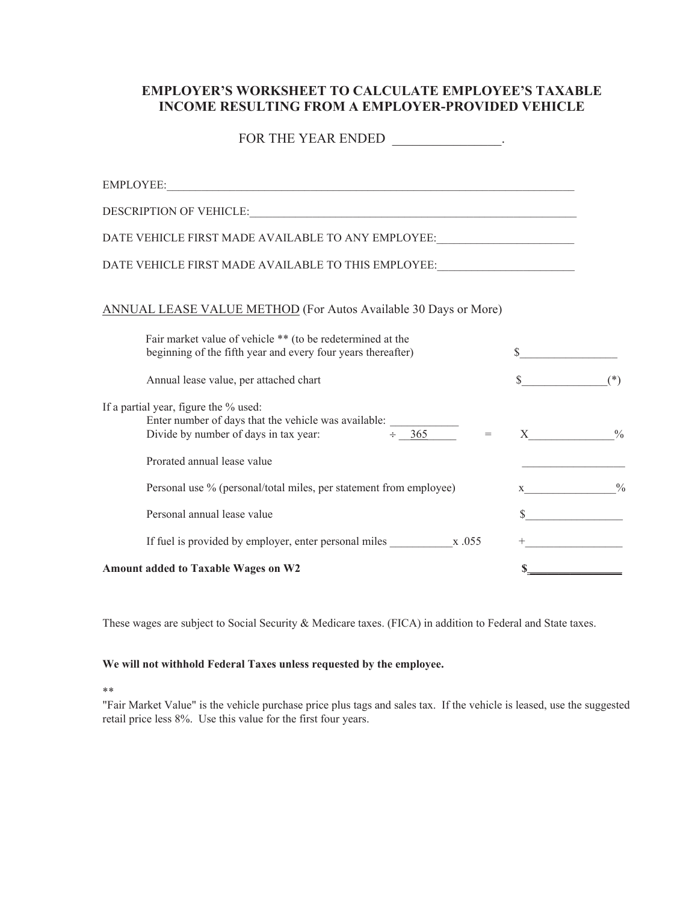# EMPLOYER'S WORKSHEET TO CALCULATE EMPLOYEE'S TAXABLE INCOME RESULTING FROM A EMPLOYER-PROVIDED VEHICLE

FOR THE YEAR ENDED ________________.

EMPLOYEE:___________________________________________________________________________

DESCRIPTION OF VEHICLE:___________________________________________________________

DATE VEHICLE FIRST MADE AVAILABLE TO ANY EMPLOYEE:_______________________

DATE VEHICLE FIRST MADE AVAILABLE TO THIS EMPLOYEE:_______________________

## ANNUAL LEASE VALUE METHOD (For Autos Available 30 Days or More)

Fair market value of vehicle ** (to be redetermined at the beginning of the fifth year and every four years thereafter) $_________________

Annual lease value, per attached chart $______________(*)

If a partial year, figure the % used:

Enter number of days that the vehicle was available: ____________

Divide by number of days in tax year: ÷ 365 = X______________%

Prorated annual lease value __________________

Personal use % (personal/total miles, per statement from employee) x_______________%

Personal annual lease value $_________________

If fuel is provided by employer, enter personal miles ___________x .055 +_________________

**Amount added to Taxable Wages on W2 $_________________**

These wages are subject to Social Security & Medicare taxes. (FICA) in addition to Federal and State taxes.

**We will not withhold Federal Taxes unless requested by the employee.**

**

"Fair Market Value" is the vehicle purchase price plus tags and sales tax. If the vehicle is leased, use the suggested retail price less 8%. Use this value for the first four years.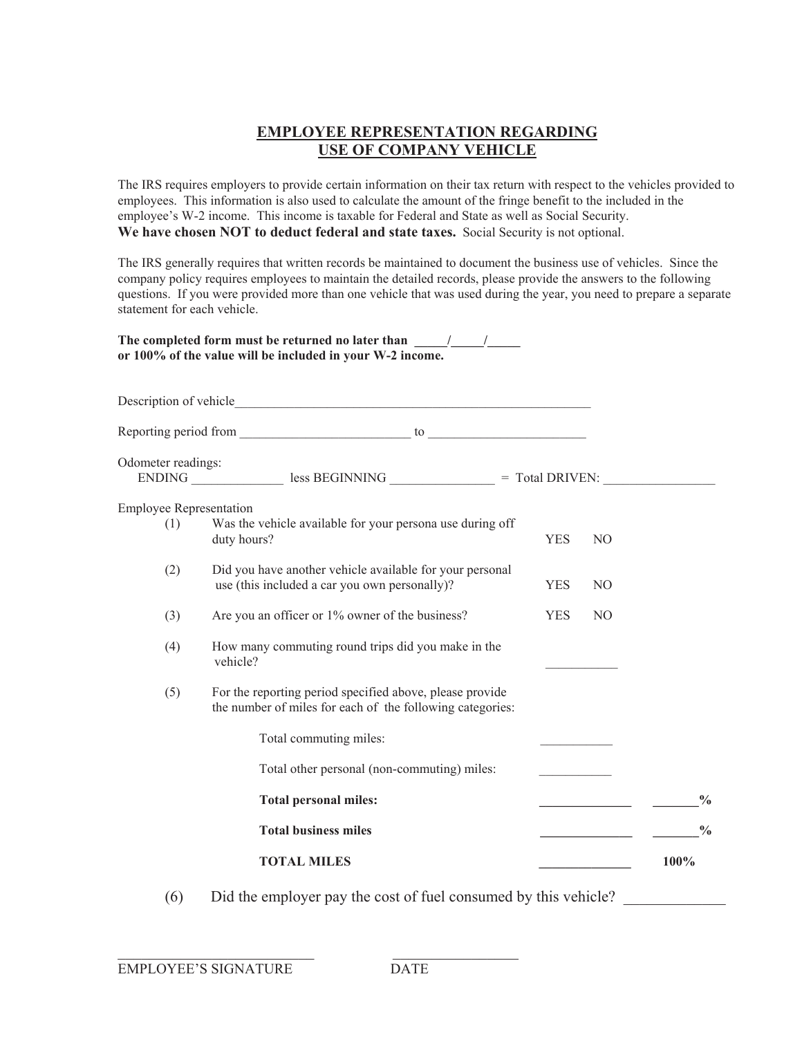## EMPLOYEE REPRESENTATION REGARDING USE OF COMPANY VEHICLE

The IRS requires employers to provide certain information on their tax return with respect to the vehicles provided to employees. This information is also used to calculate the amount of the fringe benefit to the included in the employee's W-2 income. This income is taxable for Federal and State as well as Social Security.
**We have chosen NOT to deduct federal and state taxes.** Social Security is not optional.

The IRS generally requires that written records be maintained to document the business use of vehicles. Since the company policy requires employees to maintain the detailed records, please provide the answers to the following questions. If you were provided more than one vehicle that was used during the year, you need to prepare a separate statement for each vehicle.

**The completed form must be returned no later than _____/_____/_____
or 100% of the value will be included in your W-2 income.**

Description of vehicle________________________________________________________

Reporting period from __________________________ to ________________________

Odometer readings:
ENDING ______________ less BEGINNING ________________ = Total DRIVEN: _________________

Employee Representation

(1) Was the vehicle available for your persona use during off duty hours? YES NO

(2) Did you have another vehicle available for your personal use (this included a car you own personally)? YES NO

(3) Are you an officer or 1% owner of the business? YES NO

(4) How many commuting round trips did you make in the vehicle? ___________

(5) For the reporting period specified above, please provide the number of miles for each of the following categories:

| | | |
|---|---|---|
| Total commuting miles: | ___________ | |
| Total other personal (non-commuting) miles: | ___________ | |
| **Total personal miles:** | **______________** | **_______%** |
| **Total business miles** | **______________** | **_______%** |
| **TOTAL MILES** | **______________** | **100%** |

(6) Did the employer pay the cost of fuel consumed by this vehicle? _____________

_____________________________ __________________
EMPLOYEE'S SIGNATURE DATE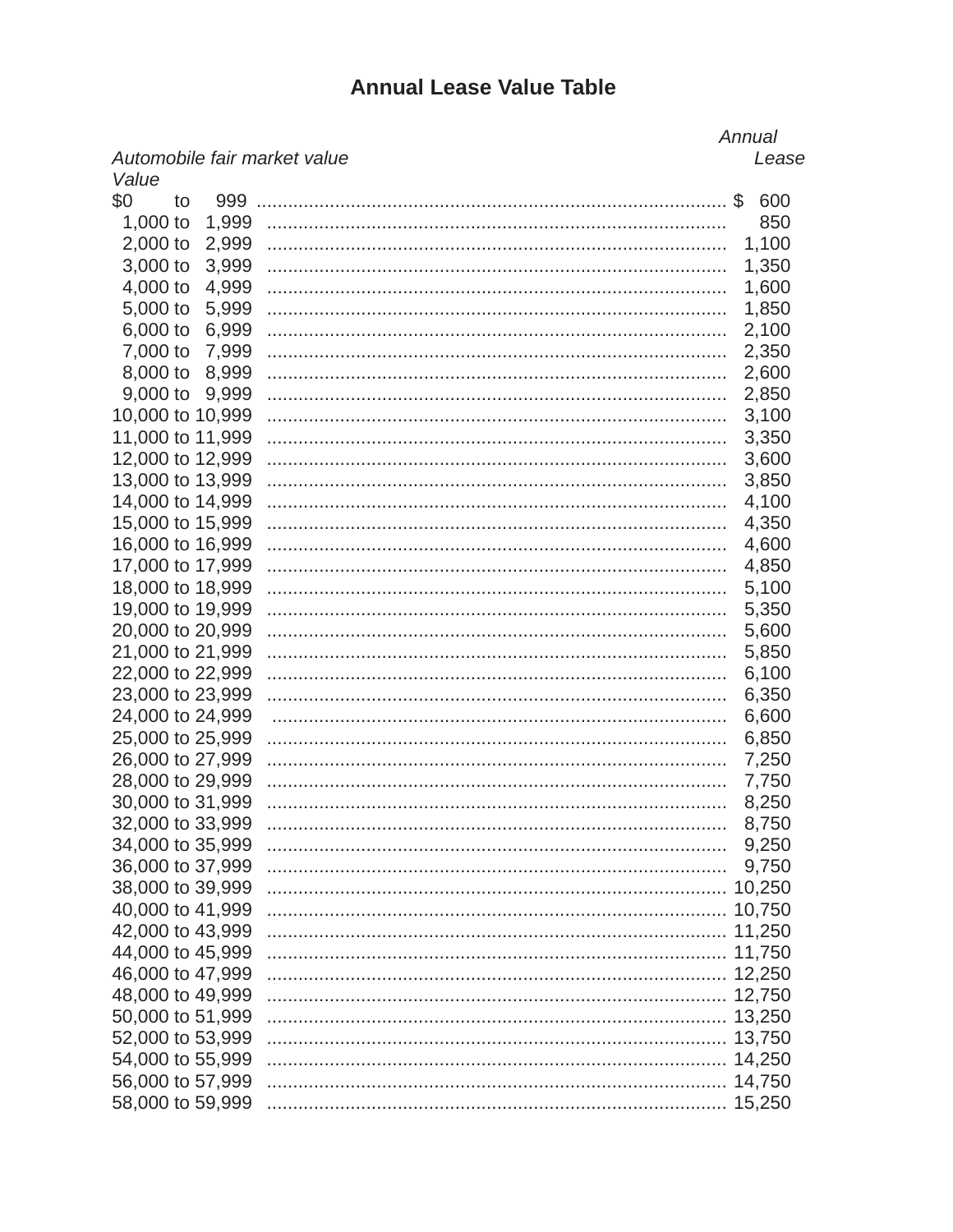# Annual Lease Value Table

| *Automobile fair market value Value* | *Annual Lease* |
|---|---|
| $0 to 999 | $ 600 |
| 1,000 to 1,999 | 850 |
| 2,000 to 2,999 | 1,100 |
| 3,000 to 3,999 | 1,350 |
| 4,000 to 4,999 | 1,600 |
| 5,000 to 5,999 | 1,850 |
| 6,000 to 6,999 | 2,100 |
| 7,000 to 7,999 | 2,350 |
| 8,000 to 8,999 | 2,600 |
| 9,000 to 9,999 | 2,850 |
| 10,000 to 10,999 | 3,100 |
| 11,000 to 11,999 | 3,350 |
| 12,000 to 12,999 | 3,600 |
| 13,000 to 13,999 | 3,850 |
| 14,000 to 14,999 | 4,100 |
| 15,000 to 15,999 | 4,350 |
| 16,000 to 16,999 | 4,600 |
| 17,000 to 17,999 | 4,850 |
| 18,000 to 18,999 | 5,100 |
| 19,000 to 19,999 | 5,350 |
| 20,000 to 20,999 | 5,600 |
| 21,000 to 21,999 | 5,850 |
| 22,000 to 22,999 | 6,100 |
| 23,000 to 23,999 | 6,350 |
| 24,000 to 24,999 | 6,600 |
| 25,000 to 25,999 | 6,850 |
| 26,000 to 27,999 | 7,250 |
| 28,000 to 29,999 | 7,750 |
| 30,000 to 31,999 | 8,250 |
| 32,000 to 33,999 | 8,750 |
| 34,000 to 35,999 | 9,250 |
| 36,000 to 37,999 | 9,750 |
| 38,000 to 39,999 | 10,250 |
| 40,000 to 41,999 | 10,750 |
| 42,000 to 43,999 | 11,250 |
| 44,000 to 45,999 | 11,750 |
| 46,000 to 47,999 | 12,250 |
| 48,000 to 49,999 | 12,750 |
| 50,000 to 51,999 | 13,250 |
| 52,000 to 53,999 | 13,750 |
| 54,000 to 55,999 | 14,250 |
| 56,000 to 57,999 | 14,750 |
| 58,000 to 59,999 | 15,250 |